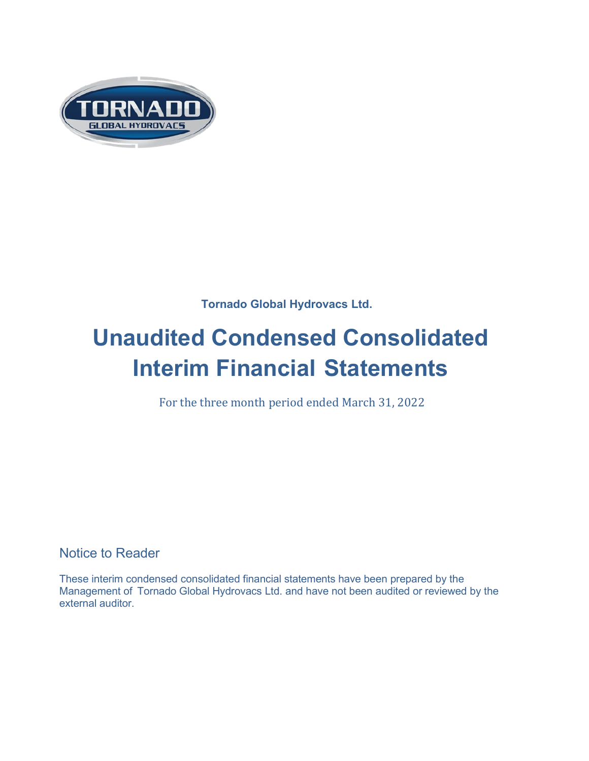**Tornado Global Hydrovacs Ltd.**

# Unaudited Condensed Consolidated Interim Financial Statements

For the three month period ended March 31, 2022

## Notice to Reader

These interim condensed consolidated financial statements have been prepared by the Management of Tornado Global Hydrovacs Ltd. and have not been audited or reviewed by the external auditor.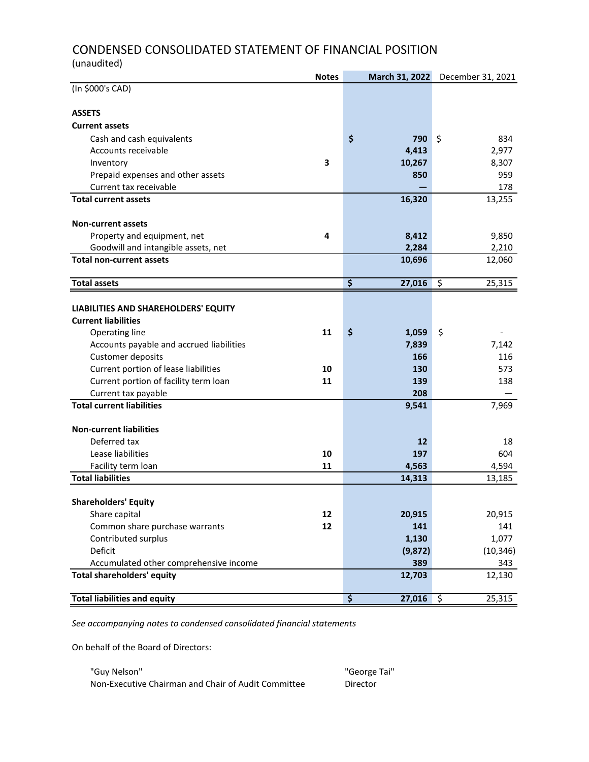# CONDENSED CONSOLIDATED STATEMENT OF FINANCIAL POSITION

(unaudited)

| | Notes | March 31, 2022 | December 31, 2021 |
|---|---|---|---|
| (In $000's CAD) | | | |
| **ASSETS** | | | |
| **Current assets** | | | |
| Cash and cash equivalents | | $ 790 | $ 834 |
| Accounts receivable | | 4,413 | 2,977 |
| Inventory | 3 | 10,267 | 8,307 |
| Prepaid expenses and other assets | | 850 | 959 |
| Current tax receivable | | — | 178 |
| **Total current assets** | | 16,320 | 13,255 |
| **Non-current assets** | | | |
| Property and equipment, net | 4 | 8,412 | 9,850 |
| Goodwill and intangible assets, net | | 2,284 | 2,210 |
| **Total non-current assets** | | 10,696 | 12,060 |
| **Total assets** | | $ 27,016 | $ 25,315 |
| **LIABILITIES AND SHAREHOLDERS' EQUITY** | | | |
| **Current liabilities** | | | |
| Operating line | 11 | $ 1,059 | $ - |
| Accounts payable and accrued liabilities | | 7,839 | 7,142 |
| Customer deposits | | 166 | 116 |
| Current portion of lease liabilities | 10 | 130 | 573 |
| Current portion of facility term loan | 11 | 139 | 138 |
| Current tax payable | | 208 | — |
| **Total current liabilities** | | 9,541 | 7,969 |
| **Non-current liabilities** | | | |
| Deferred tax | | 12 | 18 |
| Lease liabilities | 10 | 197 | 604 |
| Facility term loan | 11 | 4,563 | 4,594 |
| **Total liabilities** | | 14,313 | 13,185 |
| **Shareholders' Equity** | | | |
| Share capital | 12 | 20,915 | 20,915 |
| Common share purchase warrants | 12 | 141 | 141 |
| Contributed surplus | | 1,130 | 1,077 |
| Deficit | | (9,872) | (10,346) |
| Accumulated other comprehensive income | | 389 | 343 |
| **Total shareholders' equity** | | 12,703 | 12,130 |
| **Total liabilities and equity** | | $ 27,016 | $ 25,315 |

*See accompanying notes to condensed consolidated financial statements*

On behalf of the Board of Directors:

"Guy Nelson"
Non-Executive Chairman and Chair of Audit Committee

"George Tai"
Director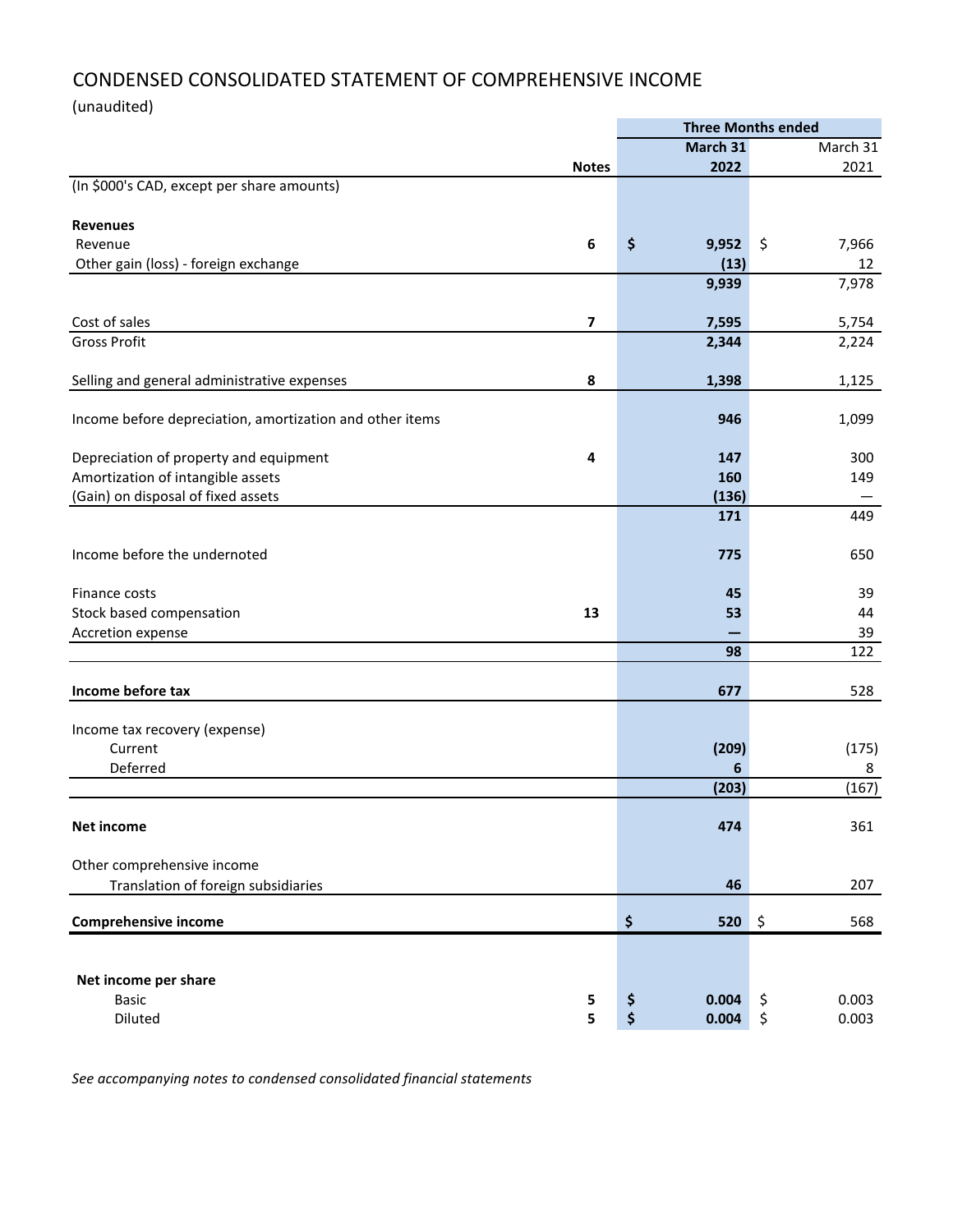# CONDENSED CONSOLIDATED STATEMENT OF COMPREHENSIVE INCOME

(unaudited)

| | Notes | Three Months ended March 31 2022 | March 31 2021 |
|---|---|---|---|
| (In $000's CAD, except per share amounts) | | | |
| **Revenues** | | | |
| Revenue | 6 | $ 9,952 | $ 7,966 |
| Other gain (loss) - foreign exchange | | (13) | 12 |
| | | 9,939 | 7,978 |
| Cost of sales | 7 | 7,595 | 5,754 |
| Gross Profit | | 2,344 | 2,224 |
| Selling and general administrative expenses | 8 | 1,398 | 1,125 |
| Income before depreciation, amortization and other items | | 946 | 1,099 |
| Depreciation of property and equipment | 4 | 147 | 300 |
| Amortization of intangible assets | | 160 | 149 |
| (Gain) on disposal of fixed assets | | (136) | — |
| | | 171 | 449 |
| Income before the undernoted | | 775 | 650 |
| Finance costs | | 45 | 39 |
| Stock based compensation | 13 | 53 | 44 |
| Accretion expense | | — | 39 |
| | | 98 | 122 |
| **Income before tax** | | 677 | 528 |
| Income tax recovery (expense) | | | |
| Current | | (209) | (175) |
| Deferred | | 6 | 8 |
| | | (203) | (167) |
| **Net income** | | 474 | 361 |
| Other comprehensive income | | | |
| Translation of foreign subsidiaries | | 46 | 207 |
| **Comprehensive income** | | $ 520 | $ 568 |
| **Net income per share** | | | |
| Basic | 5 | $ 0.004 | $ 0.003 |
| Diluted | 5 | $ 0.004 | $ 0.003 |

*See accompanying notes to condensed consolidated financial statements*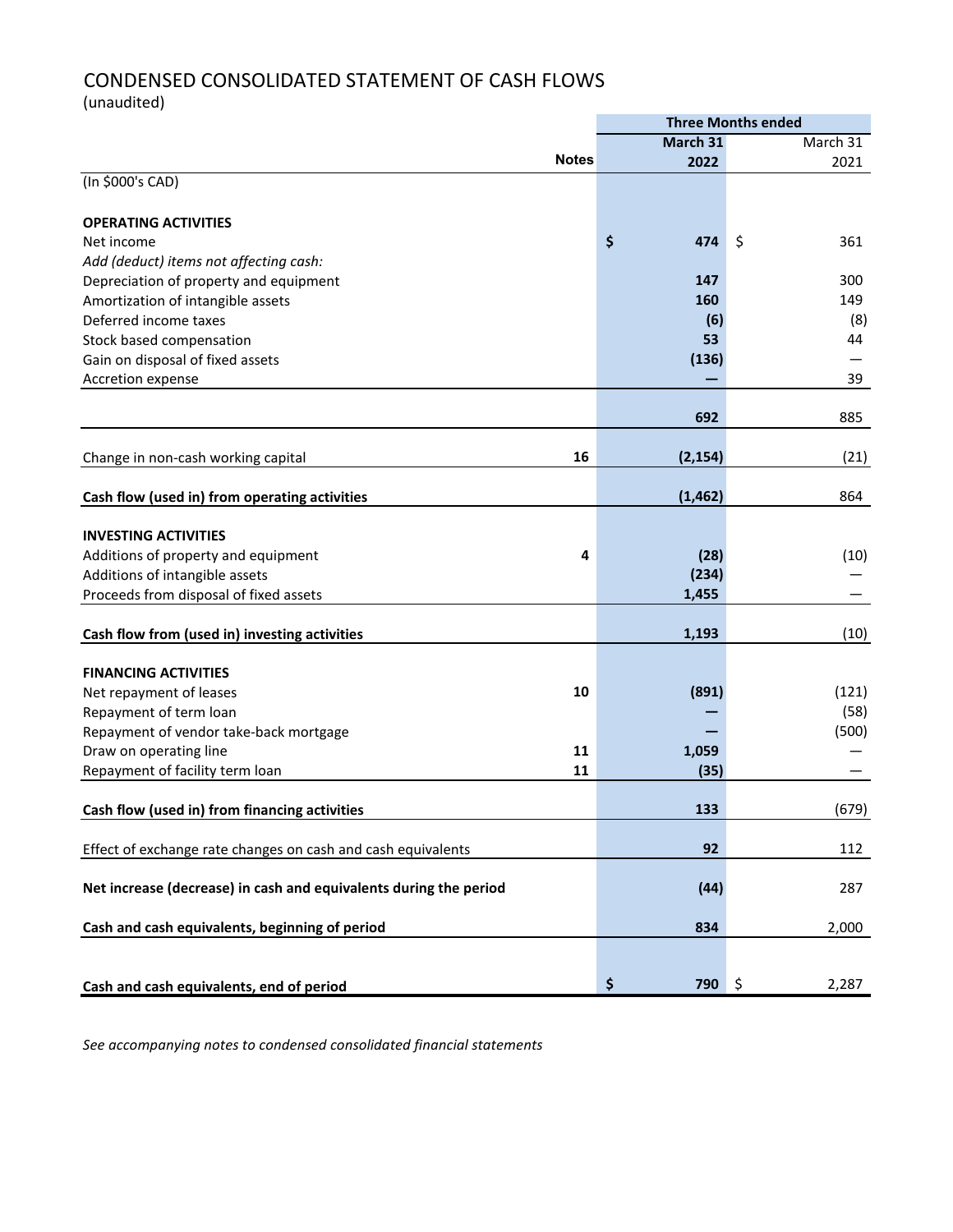# CONDENSED CONSOLIDATED STATEMENT OF CASH FLOWS

(unaudited)

| | Notes | Three Months ended March 31 2022 | March 31 2021 |
|---|---|---|---|
| (In $000's CAD) | | | |
| **OPERATING ACTIVITIES** | | | |
| Net income | | **$ 474** | $ 361 |
| *Add (deduct) items not affecting cash:* | | | |
| Depreciation of property and equipment | | **147** | 300 |
| Amortization of intangible assets | | **160** | 149 |
| Deferred income taxes | | **(6)** | (8) |
| Stock based compensation | | **53** | 44 |
| Gain on disposal of fixed assets | | **(136)** | — |
| Accretion expense | | **—** | 39 |
| | | **692** | 885 |
| Change in non-cash working capital | 16 | **(2,154)** | (21) |
| **Cash flow (used in) from operating activities** | | **(1,462)** | 864 |
| **INVESTING ACTIVITIES** | | | |
| Additions of property and equipment | 4 | **(28)** | (10) |
| Additions of intangible assets | | **(234)** | — |
| Proceeds from disposal of fixed assets | | **1,455** | — |
| **Cash flow from (used in) investing activities** | | **1,193** | (10) |
| **FINANCING ACTIVITIES** | | | |
| Net repayment of leases | 10 | **(891)** | (121) |
| Repayment of term loan | | **—** | (58) |
| Repayment of vendor take-back mortgage | | **—** | (500) |
| Draw on operating line | 11 | **1,059** | — |
| Repayment of facility term loan | 11 | **(35)** | — |
| **Cash flow (used in) from financing activities** | | **133** | (679) |
| Effect of exchange rate changes on cash and cash equivalents | | **92** | 112 |
| **Net increase (decrease) in cash and equivalents during the period** | | **(44)** | 287 |
| **Cash and cash equivalents, beginning of period** | | **834** | 2,000 |
| **Cash and cash equivalents, end of period** | | **$ 790** | $ 2,287 |

*See accompanying notes to condensed consolidated financial statements*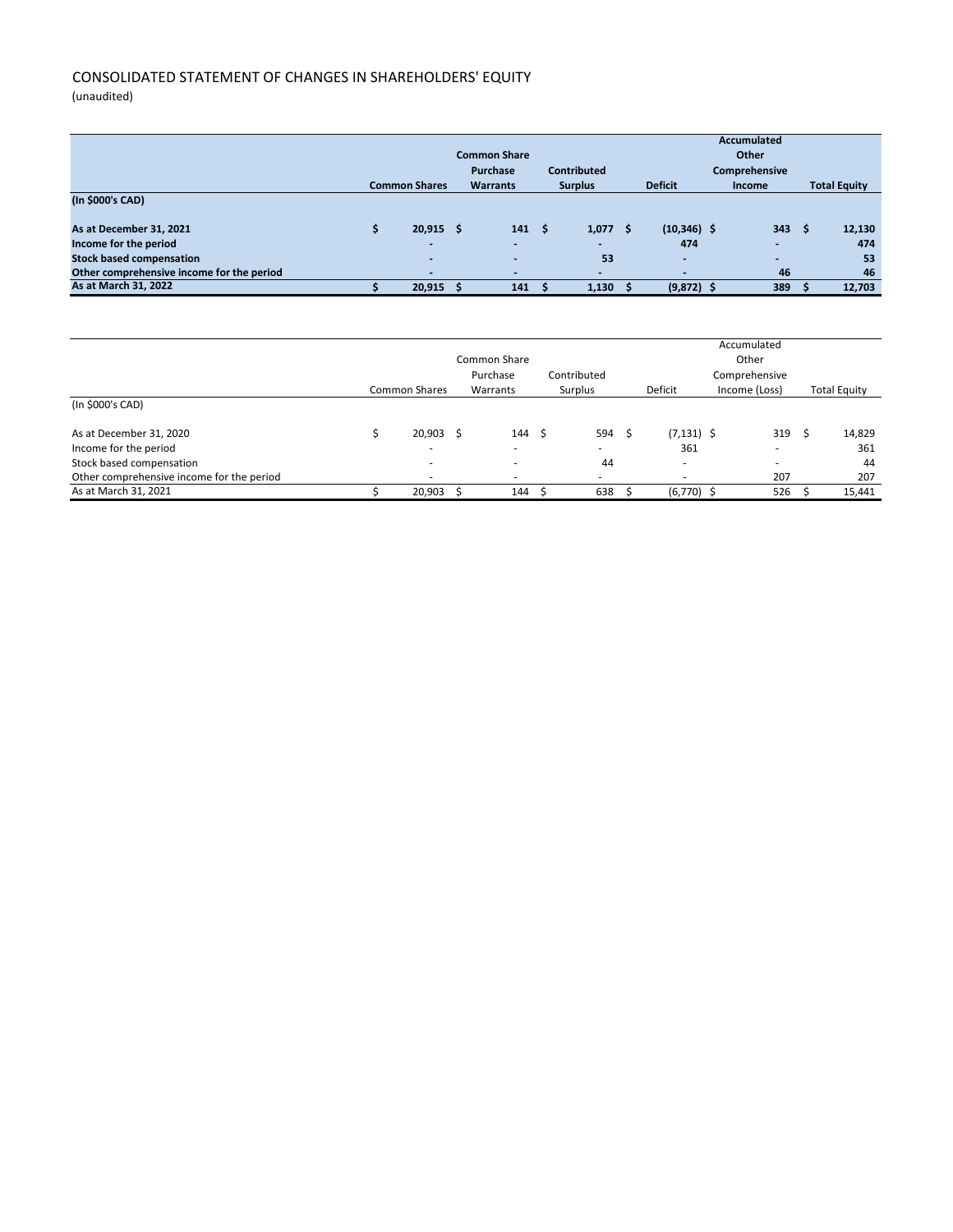# CONSOLIDATED STATEMENT OF CHANGES IN SHAREHOLDERS' EQUITY

(unaudited)

| (In $000's CAD) | Common Shares | Common Share Purchase Warrants | Contributed Surplus | Deficit | Accumulated Other Comprehensive Income | Total Equity |
|---|---|---|---|---|---|---|
| **As at December 31, 2021** | **$ 20,915** | **$ 141** | **$ 1,077** | **$ (10,346)** | **$ 343** | **$ 12,130** |
| **Income for the period** | **-** | **-** | **-** | **474** | **-** | **474** |
| **Stock based compensation** | **-** | **-** | **53** | **-** | **-** | **53** |
| **Other comprehensive income for the period** | **-** | **-** | **-** | **-** | **46** | **46** |
| **As at March 31, 2022** | **$ 20,915** | **$ 141** | **$ 1,130** | **$ (9,872)** | **$ 389** | **$ 12,703** |

| (In $000's CAD) | Common Shares | Common Share Purchase Warrants | Contributed Surplus | Deficit | Accumulated Other Comprehensive Income (Loss) | Total Equity |
|---|---|---|---|---|---|---|
| As at December 31, 2020 | $ 20,903 | $ 144 | $ 594 | $ (7,131) | $ 319 | $ 14,829 |
| Income for the period | - | - | - | 361 | - | 361 |
| Stock based compensation | - | - | 44 | - | - | 44 |
| Other comprehensive income for the period | - | - | - | - | 207 | 207 |
| As at March 31, 2021 | $ 20,903 | $ 144 | $ 638 | $ (6,770) | $ 526 | $ 15,441 |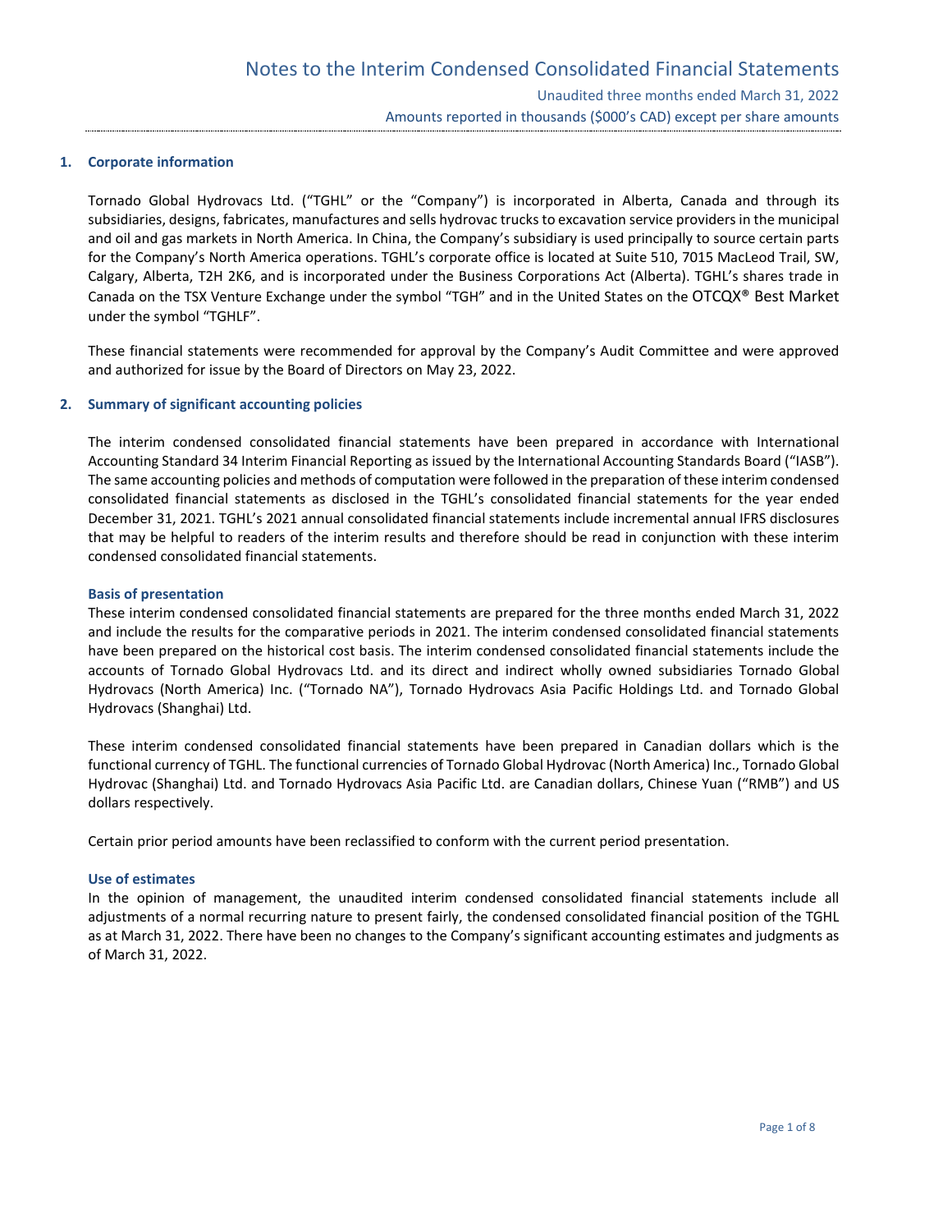## 1. Corporate information

Tornado Global Hydrovacs Ltd. ("TGHL" or the "Company") is incorporated in Alberta, Canada and through its subsidiaries, designs, fabricates, manufactures and sells hydrovac trucks to excavation service providers in the municipal and oil and gas markets in North America. In China, the Company's subsidiary is used principally to source certain parts for the Company's North America operations. TGHL's corporate office is located at Suite 510, 7015 MacLeod Trail, SW, Calgary, Alberta, T2H 2K6, and is incorporated under the Business Corporations Act (Alberta). TGHL's shares trade in Canada on the TSX Venture Exchange under the symbol "TGH" and in the United States on the OTCQX® Best Market under the symbol "TGHLF".

These financial statements were recommended for approval by the Company's Audit Committee and were approved and authorized for issue by the Board of Directors on May 23, 2022.

## 2. Summary of significant accounting policies

The interim condensed consolidated financial statements have been prepared in accordance with International Accounting Standard 34 Interim Financial Reporting as issued by the International Accounting Standards Board ("IASB"). The same accounting policies and methods of computation were followed in the preparation of these interim condensed consolidated financial statements as disclosed in the TGHL's consolidated financial statements for the year ended December 31, 2021. TGHL's 2021 annual consolidated financial statements include incremental annual IFRS disclosures that may be helpful to readers of the interim results and therefore should be read in conjunction with these interim condensed consolidated financial statements.

### Basis of presentation

These interim condensed consolidated financial statements are prepared for the three months ended March 31, 2022 and include the results for the comparative periods in 2021. The interim condensed consolidated financial statements have been prepared on the historical cost basis. The interim condensed consolidated financial statements include the accounts of Tornado Global Hydrovacs Ltd. and its direct and indirect wholly owned subsidiaries Tornado Global Hydrovacs (North America) Inc. ("Tornado NA"), Tornado Hydrovacs Asia Pacific Holdings Ltd. and Tornado Global Hydrovacs (Shanghai) Ltd.

These interim condensed consolidated financial statements have been prepared in Canadian dollars which is the functional currency of TGHL. The functional currencies of Tornado Global Hydrovac (North America) Inc., Tornado Global Hydrovac (Shanghai) Ltd. and Tornado Hydrovacs Asia Pacific Ltd. are Canadian dollars, Chinese Yuan ("RMB") and US dollars respectively.

Certain prior period amounts have been reclassified to conform with the current period presentation.

### Use of estimates

In the opinion of management, the unaudited interim condensed consolidated financial statements include all adjustments of a normal recurring nature to present fairly, the condensed consolidated financial position of the TGHL as at March 31, 2022. There have been no changes to the Company's significant accounting estimates and judgments as of March 31, 2022.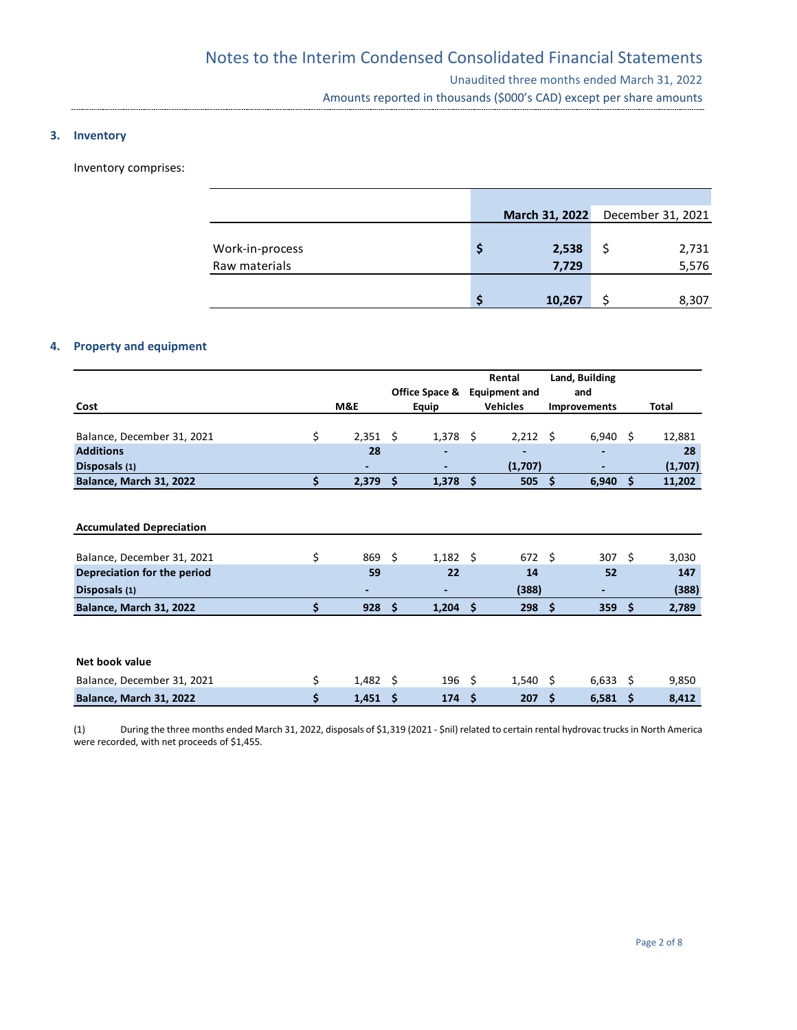## 3. Inventory

Inventory comprises:

| | March 31, 2022 | December 31, 2021 |
|---|---|---|
| Work-in-process | $ 2,538 | $ 2,731 |
| Raw materials | 7,729 | 5,576 |
| | $ 10,267 | $ 8,307 |

## 4. Property and equipment

| Cost | M&E | Office Space & Equip | Rental Equipment and Vehicles | Land, Building and Improvements | Total |
|---|---|---|---|---|---|
| Balance, December 31, 2021 | $ 2,351 | $ 1,378 | $ 2,212 | $ 6,940 | $ 12,881 |
| **Additions** | **28** | **-** | **-** | **-** | **28** |
| **Disposals (1)** | **-** | **-** | **(1,707)** | **-** | **(1,707)** |
| **Balance, March 31, 2022** | **$ 2,379** | **$ 1,378** | **$ 505** | **$ 6,940** | **$ 11,202** |
| **Accumulated Depreciation** | | | | | |
| Balance, December 31, 2021 | $ 869 | $ 1,182 | $ 672 | $ 307 | $ 3,030 |
| **Depreciation for the period** | **59** | **22** | **14** | **52** | **147** |
| **Disposals (1)** | **-** | **-** | **(388)** | **-** | **(388)** |
| **Balance, March 31, 2022** | **$ 928** | **$ 1,204** | **$ 298** | **$ 359** | **$ 2,789** |
| **Net book value** | | | | | |
| Balance, December 31, 2021 | $ 1,482 | $ 196 | $ 1,540 | $ 6,633 | $ 9,850 |
| **Balance, March 31, 2022** | **$ 1,451** | **$ 174** | **$ 207** | **$ 6,581** | **$ 8,412** |

(1) During the three months ended March 31, 2022, disposals of $1,319 (2021 - $nil) related to certain rental hydrovac trucks in North America were recorded, with net proceeds of $1,455.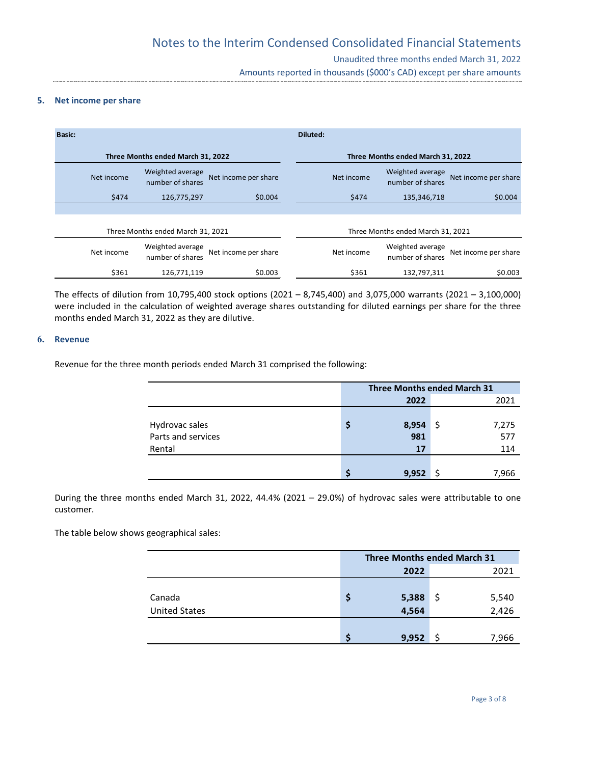## 5. Net income per share

| Basic: | | | Diluted: | | |
|---|---|---|---|---|---|
| **Three Months ended March 31, 2022** | | | **Three Months ended March 31, 2022** | | |
| Net income | Weighted average number of shares | Net income per share | Net income | Weighted average number of shares | Net income per share |
| $474 | 126,775,297 | $0.004 | $474 | 135,346,718 | $0.004 |
| Three Months ended March 31, 2021 | | | Three Months ended March 31, 2021 | | |
| Net income | Weighted average number of shares | Net income per share | Net income | Weighted average number of shares | Net income per share |
| $361 | 126,771,119 | $0.003 | $361 | 132,797,311 | $0.003 |

The effects of dilution from 10,795,400 stock options (2021 – 8,745,400) and 3,075,000 warrants (2021 – 3,100,000) were included in the calculation of weighted average shares outstanding for diluted earnings per share for the three months ended March 31, 2022 as they are dilutive.

## 6. Revenue

Revenue for the three month periods ended March 31 comprised the following:

| | Three Months ended March 31 | |
|---|---|---|
| | **2022** | 2021 |
| Hydrovac sales | **$ 8,954** | $ 7,275 |
| Parts and services | **981** | 577 |
| Rental | **17** | 114 |
| | **$ 9,952** | $ 7,966 |

During the three months ended March 31, 2022, 44.4% (2021 – 29.0%) of hydrovac sales were attributable to one customer.

The table below shows geographical sales:

| | Three Months ended March 31 | |
|---|---|---|
| | **2022** | 2021 |
| Canada | **$ 5,388** | $ 5,540 |
| United States | **4,564** | 2,426 |
| | **$ 9,952** | $ 7,966 |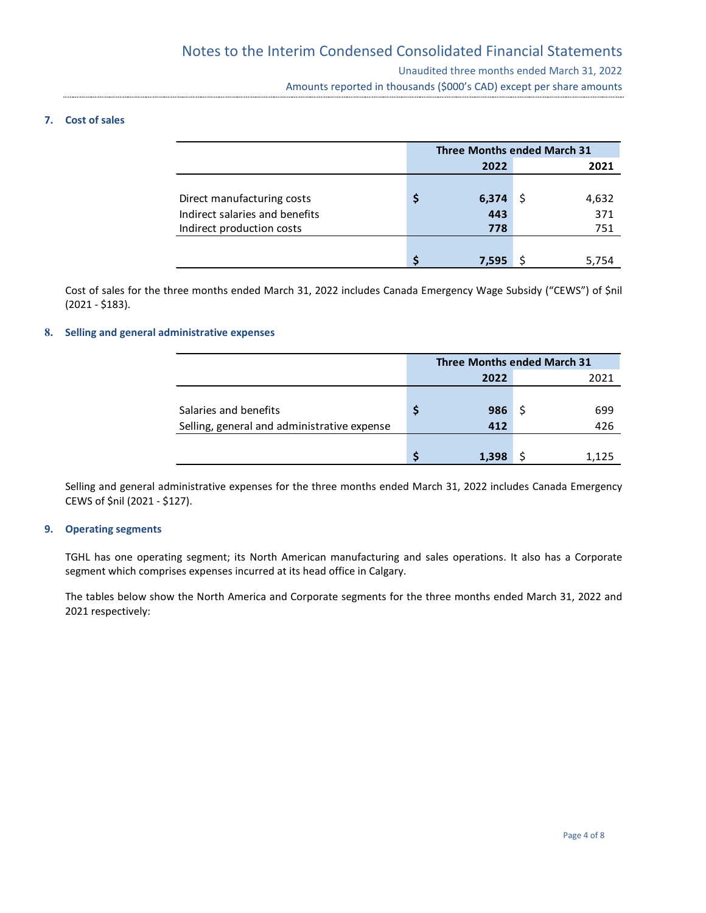### 7. Cost of sales

| | Three Months ended March 31 | |
|---|---|---|
| | **2022** | **2021** |
| Direct manufacturing costs | **$ 6,374** | $ 4,632 |
| Indirect salaries and benefits | **443** | 371 |
| Indirect production costs | **778** | 751 |
| | **$ 7,595** | $ 5,754 |

Cost of sales for the three months ended March 31, 2022 includes Canada Emergency Wage Subsidy ("CEWS") of $nil (2021 - $183).

### 8. Selling and general administrative expenses

| | Three Months ended March 31 | |
|---|---|---|
| | **2022** | 2021 |
| Salaries and benefits | **$ 986** | $ 699 |
| Selling, general and administrative expense | **412** | 426 |
| | **$ 1,398** | $ 1,125 |

Selling and general administrative expenses for the three months ended March 31, 2022 includes Canada Emergency CEWS of $nil (2021 - $127).

### 9. Operating segments

TGHL has one operating segment; its North American manufacturing and sales operations. It also has a Corporate segment which comprises expenses incurred at its head office in Calgary.

The tables below show the North America and Corporate segments for the three months ended March 31, 2022 and 2021 respectively: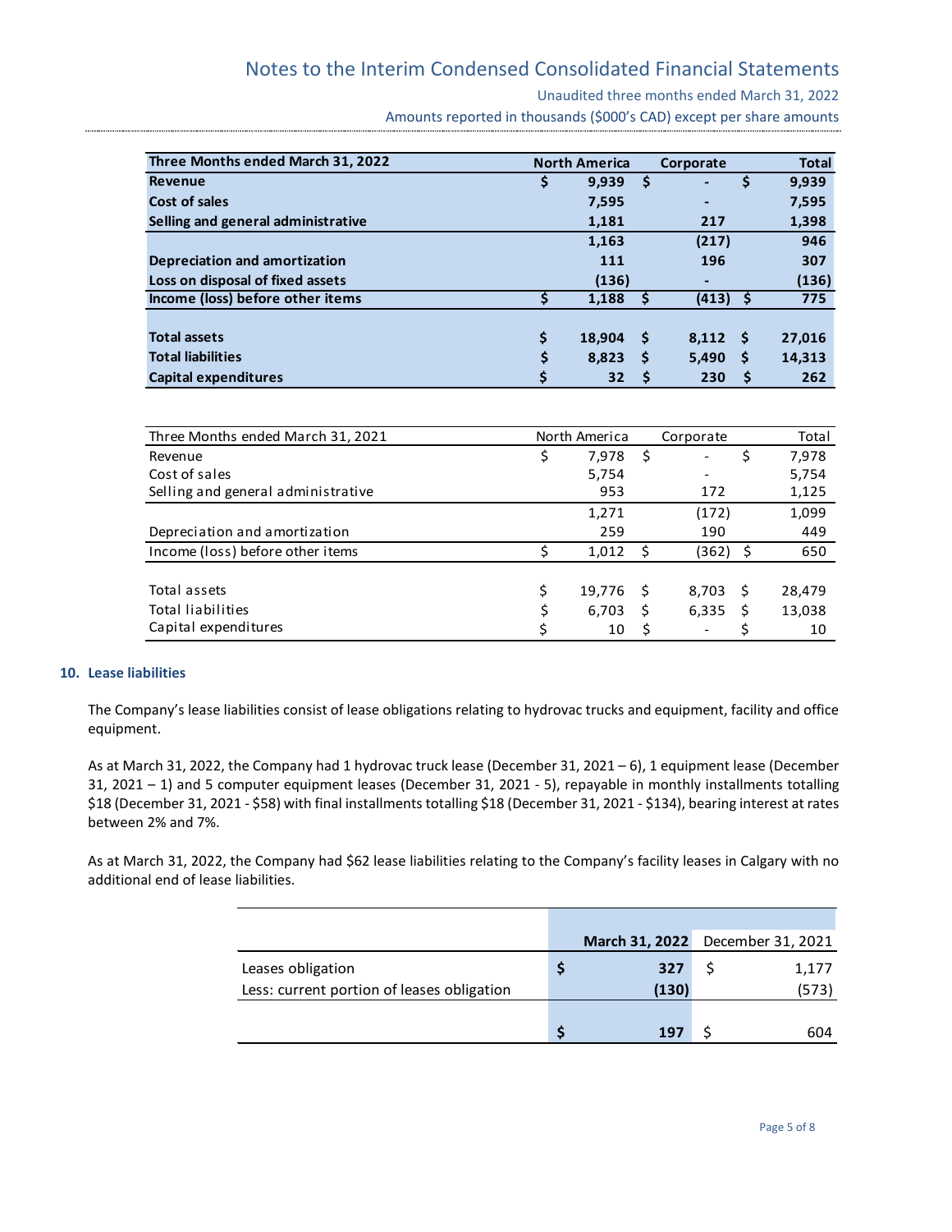| Three Months ended March 31, 2022 | North America | Corporate | Total |
|---|---|---|---|
| Revenue | $ 9,939 | $ - | $ 9,939 |
| Cost of sales | 7,595 | - | 7,595 |
| Selling and general administrative | 1,181 | 217 | 1,398 |
| | 1,163 | (217) | 946 |
| Depreciation and amortization | 111 | 196 | 307 |
| Loss on disposal of fixed assets | (136) | - | (136) |
| Income (loss) before other items | $ 1,188 | $ (413) | $ 775 |
| | | | |
| Total assets | $ 18,904 | $ 8,112 | $ 27,016 |
| Total liabilities | $ 8,823 | $ 5,490 | $ 14,313 |
| Capital expenditures | $ 32 | $ 230 | $ 262 |

| Three Months ended March 31, 2021 | North America | Corporate | Total |
|---|---|---|---|
| Revenue | $ 7,978 | $ - | $ 7,978 |
| Cost of sales | 5,754 | - | 5,754 |
| Selling and general administrative | 953 | 172 | 1,125 |
| | 1,271 | (172) | 1,099 |
| Depreciation and amortization | 259 | 190 | 449 |
| Income (loss) before other items | $ 1,012 | $ (362) | $ 650 |
| | | | |
| Total assets | $ 19,776 | $ 8,703 | $ 28,479 |
| Total liabilities | $ 6,703 | $ 6,335 | $ 13,038 |
| Capital expenditures | $ 10 | $ - | $ 10 |

## 10. Lease liabilities

The Company's lease liabilities consist of lease obligations relating to hydrovac trucks and equipment, facility and office equipment.

As at March 31, 2022, the Company had 1 hydrovac truck lease (December 31, 2021 – 6), 1 equipment lease (December 31, 2021 – 1) and 5 computer equipment leases (December 31, 2021 - 5), repayable in monthly installments totalling $18 (December 31, 2021 - $58) with final installments totalling $18 (December 31, 2021 - $134), bearing interest at rates between 2% and 7%.

As at March 31, 2022, the Company had $62 lease liabilities relating to the Company's facility leases in Calgary with no additional end of lease liabilities.

| | March 31, 2022 | December 31, 2021 |
|---|---|---|
| Leases obligation | $ 327 | $ 1,177 |
| Less: current portion of leases obligation | (130) | (573) |
| | $ 197 | $ 604 |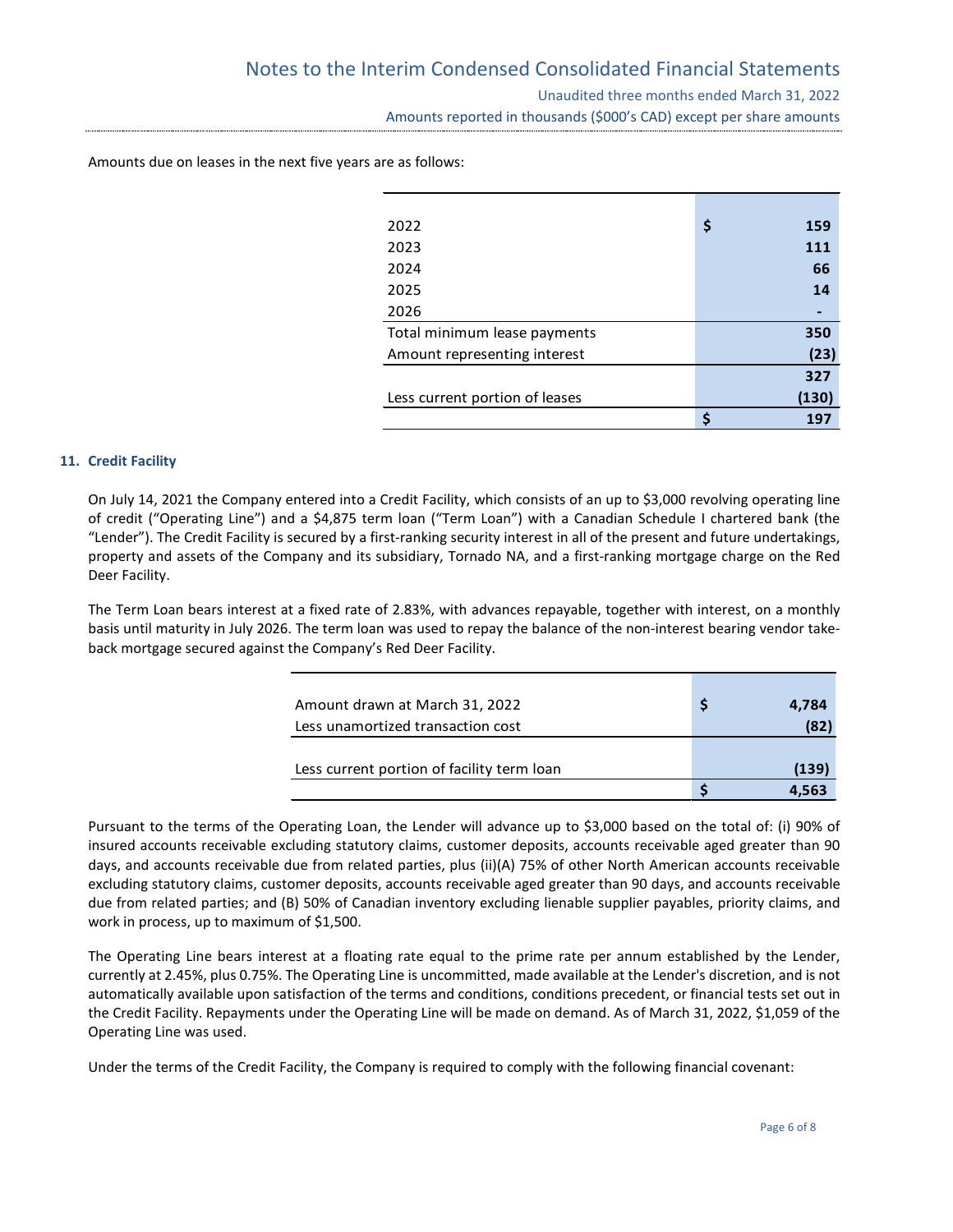Amounts due on leases in the next five years are as follows:

| | |
|---|---|
| 2022 | $ 159 |
| 2023 | 111 |
| 2024 | 66 |
| 2025 | 14 |
| 2026 | - |
| Total minimum lease payments | 350 |
| Amount representing interest | (23) |
| | 327 |
| Less current portion of leases | (130) |
| | $ 197 |

## 11. Credit Facility

On July 14, 2021 the Company entered into a Credit Facility, which consists of an up to $3,000 revolving operating line of credit ("Operating Line") and a $4,875 term loan ("Term Loan") with a Canadian Schedule I chartered bank (the "Lender"). The Credit Facility is secured by a first-ranking security interest in all of the present and future undertakings, property and assets of the Company and its subsidiary, Tornado NA, and a first-ranking mortgage charge on the Red Deer Facility.

The Term Loan bears interest at a fixed rate of 2.83%, with advances repayable, together with interest, on a monthly basis until maturity in July 2026. The term loan was used to repay the balance of the non-interest bearing vendor take-back mortgage secured against the Company's Red Deer Facility.

| | |
|---|---|
| Amount drawn at March 31, 2022 | $ 4,784 |
| Less unamortized transaction cost | (82) |
| | |
| Less current portion of facility term loan | (139) |
| | $ 4,563 |

Pursuant to the terms of the Operating Loan, the Lender will advance up to $3,000 based on the total of: (i) 90% of insured accounts receivable excluding statutory claims, customer deposits, accounts receivable aged greater than 90 days, and accounts receivable due from related parties, plus (ii)(A) 75% of other North American accounts receivable excluding statutory claims, customer deposits, accounts receivable aged greater than 90 days, and accounts receivable due from related parties; and (B) 50% of Canadian inventory excluding lienable supplier payables, priority claims, and work in process, up to maximum of $1,500.

The Operating Line bears interest at a floating rate equal to the prime rate per annum established by the Lender, currently at 2.45%, plus 0.75%. The Operating Line is uncommitted, made available at the Lender's discretion, and is not automatically available upon satisfaction of the terms and conditions, conditions precedent, or financial tests set out in the Credit Facility. Repayments under the Operating Line will be made on demand. As of March 31, 2022, $1,059 of the Operating Line was used.

Under the terms of the Credit Facility, the Company is required to comply with the following financial covenant: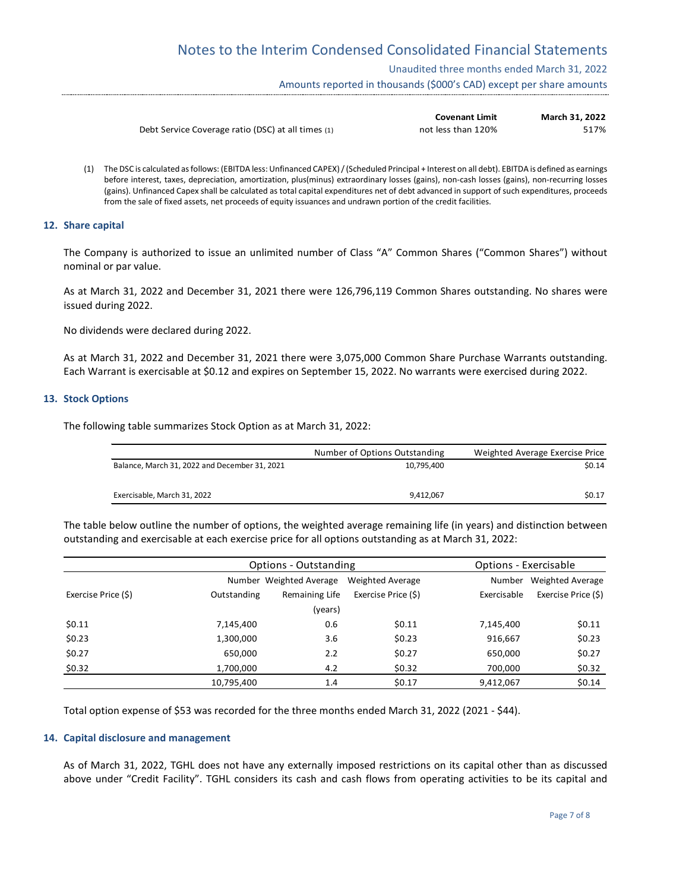|  | Covenant Limit | March 31, 2022 |
|---|---|---|
| Debt Service Coverage ratio (DSC) at all times (1) | not less than 120% | 517% |

(1) The DSC is calculated as follows: (EBITDA less: Unfinanced CAPEX) / (Scheduled Principal + Interest on all debt). EBITDA is defined as earnings before interest, taxes, depreciation, amortization, plus(minus) extraordinary losses (gains), non-cash losses (gains), non-recurring losses (gains). Unfinanced Capex shall be calculated as total capital expenditures net of debt advanced in support of such expenditures, proceeds from the sale of fixed assets, net proceeds of equity issuances and undrawn portion of the credit facilities.

## 12. Share capital

The Company is authorized to issue an unlimited number of Class "A" Common Shares ("Common Shares") without nominal or par value.

As at March 31, 2022 and December 31, 2021 there were 126,796,119 Common Shares outstanding. No shares were issued during 2022.

No dividends were declared during 2022.

As at March 31, 2022 and December 31, 2021 there were 3,075,000 Common Share Purchase Warrants outstanding. Each Warrant is exercisable at $0.12 and expires on September 15, 2022. No warrants were exercised during 2022.

## 13. Stock Options

The following table summarizes Stock Option as at March 31, 2022:

|  | Number of Options Outstanding | Weighted Average Exercise Price |
|---|---|---|
| Balance, March 31, 2022 and December 31, 2021 | 10,795,400 | $0.14 |
| Exercisable, March 31, 2022 | 9,412,067 | $0.17 |

The table below outline the number of options, the weighted average remaining life (in years) and distinction between outstanding and exercisable at each exercise price for all options outstanding as at March 31, 2022:

|  | Options - Outstanding | | | Options - Exercisable | |
|---|---|---|---|---|---|
| Exercise Price ($) | Number Outstanding | Weighted Average Remaining Life (years) | Weighted Average Exercise Price ($) | Number Exercisable | Weighted Average Exercise Price ($) |
| $0.11 | 7,145,400 | 0.6 | $0.11 | 7,145,400 | $0.11 |
| $0.23 | 1,300,000 | 3.6 | $0.23 | 916,667 | $0.23 |
| $0.27 | 650,000 | 2.2 | $0.27 | 650,000 | $0.27 |
| $0.32 | 1,700,000 | 4.2 | $0.32 | 700,000 | $0.32 |
|  | 10,795,400 | 1.4 | $0.17 | 9,412,067 | $0.14 |

Total option expense of $53 was recorded for the three months ended March 31, 2022 (2021 - $44).

## 14. Capital disclosure and management

As of March 31, 2022, TGHL does not have any externally imposed restrictions on its capital other than as discussed above under "Credit Facility". TGHL considers its cash and cash flows from operating activities to be its capital and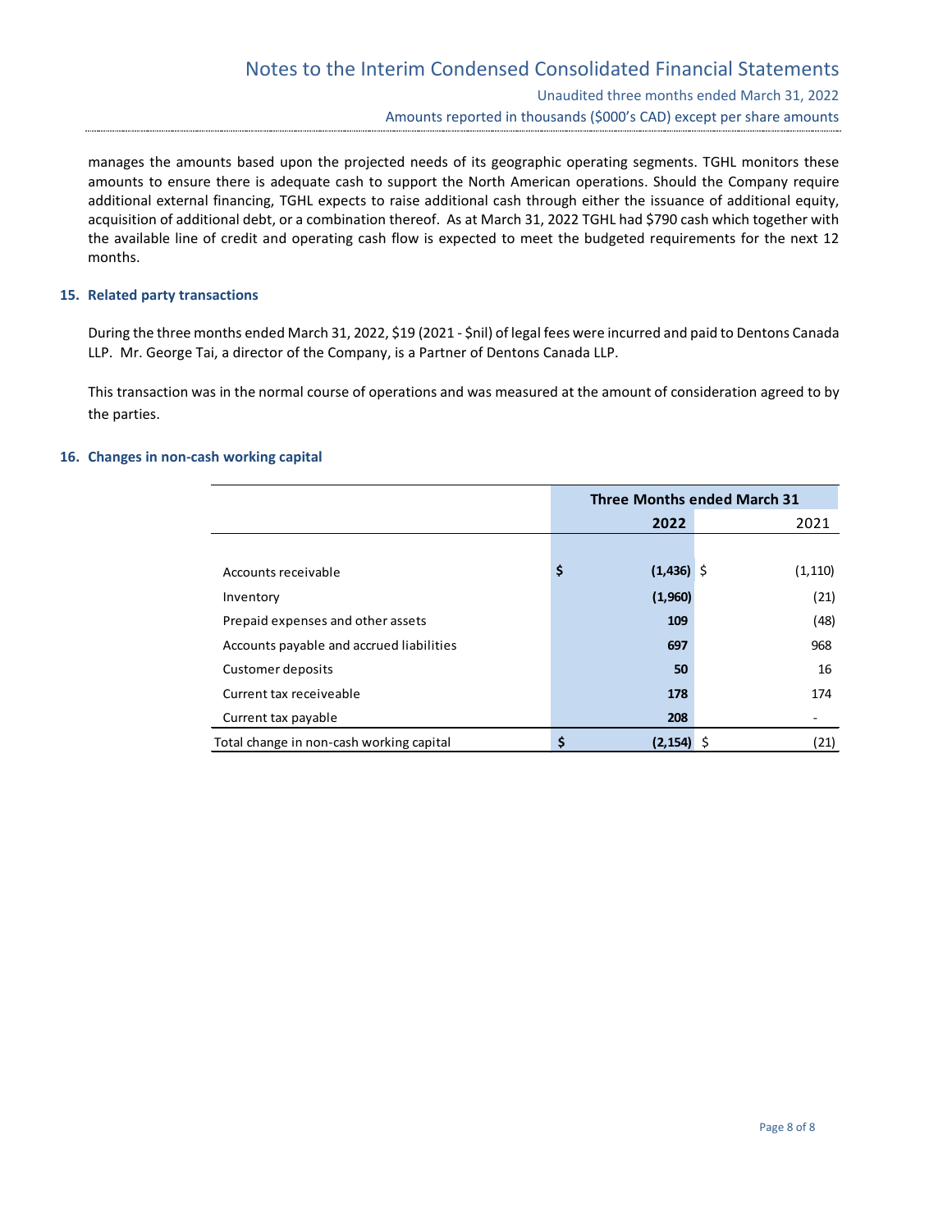manages the amounts based upon the projected needs of its geographic operating segments. TGHL monitors these amounts to ensure there is adequate cash to support the North American operations. Should the Company require additional external financing, TGHL expects to raise additional cash through either the issuance of additional equity, acquisition of additional debt, or a combination thereof. As at March 31, 2022 TGHL had $790 cash which together with the available line of credit and operating cash flow is expected to meet the budgeted requirements for the next 12 months.

## 15. Related party transactions

During the three months ended March 31, 2022, $19 (2021 - $nil) of legal fees were incurred and paid to Dentons Canada LLP. Mr. George Tai, a director of the Company, is a Partner of Dentons Canada LLP.

This transaction was in the normal course of operations and was measured at the amount of consideration agreed to by the parties.

## 16. Changes in non-cash working capital

| | Three Months ended March 31 | |
|---|---|---|
| | **2022** | 2021 |
| Accounts receivable | **$ (1,436)** | $ (1,110) |
| Inventory | **(1,960)** | (21) |
| Prepaid expenses and other assets | **109** | (48) |
| Accounts payable and accrued liabilities | **697** | 968 |
| Customer deposits | **50** | 16 |
| Current tax receiveable | **178** | 174 |
| Current tax payable | **208** | - |
| Total change in non-cash working capital | **$ (2,154)** | $ (21) |